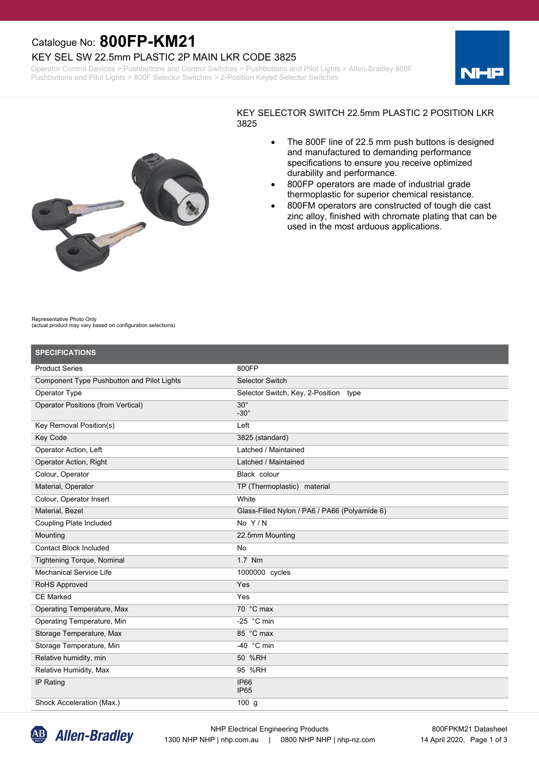Catalogue No: **800FP-KM21**

# KEY SEL SW 22.5mm PLASTIC 2P MAIN LKR CODE 3825

Operator Control Devices > Pushbuttons and Control Switches > Pushbuttons and Pilot Lights > Allen-Bradley 800F Pushbuttons and Pilot Lights > 800F Selector Switches > 2-Position Keyed Selector Switches

KEY SELECTOR SWITCH 22.5mm PLASTIC 2 POSITION LKR 3825

- The 800F line of 22.5 mm push buttons is designed and manufactured to demanding performance specifications to ensure you receive optimized durability and performance.
- 800FP operators are made of industrial grade thermoplastic for superior chemical resistance.
- 800FM operators are constructed of tough die cast zinc alloy, finished with chromate plating that can be used in the most arduous applications.

Representative Photo Only
(actual product may vary based on configuration selections)

## SPECIFICATIONS

| SPECIFICATIONS | |
|---|---|
| Product Series | 800FP |
| Component Type Pushbutton and Pilot Lights | Selector Switch |
| Operator Type | Selector Switch, Key, 2-Position type |
| Operator Positions (from Vertical) | 30°<br>-30° |
| Key Removal Position(s) | Left |
| Key Code | 3825 (standard) |
| Operator Action, Left | Latched / Maintained |
| Operator Action, Right | Latched / Maintained |
| Colour, Operator | Black colour |
| Material, Operator | TP (Thermoplastic) material |
| Colour, Operator Insert | White |
| Material, Bezel | Glass-Filled Nylon / PA6 / PA66 (Polyamide 6) |
| Coupling Plate Included | No Y / N |
| Mounting | 22.5mm Mounting |
| Contact Block Included | No |
| Tightening Torque, Nominal | 1.7 Nm |
| Mechanical Service Life | 1000000 cycles |
| RoHS Approved | Yes |
| CE Marked | Yes |
| Operating Temperature, Max | 70 °C max |
| Operating Temperature, Min | -25 °C min |
| Storage Temperature, Max | 85 °C max |
| Storage Temperature, Min | -40 °C min |
| Relative humidity, min | 50 %RH |
| Relative Humidity, Max | 95 %RH |
| IP Rating | IP66<br>IP65 |
| Shock Acceleration (Max.) | 100 g |

NHP Electrical Engineering Products
1300 NHP NHP | nhp.com.au | 0800 NHP NHP | nhp-nz.com

800FPKM21 Datasheet
14 April 2020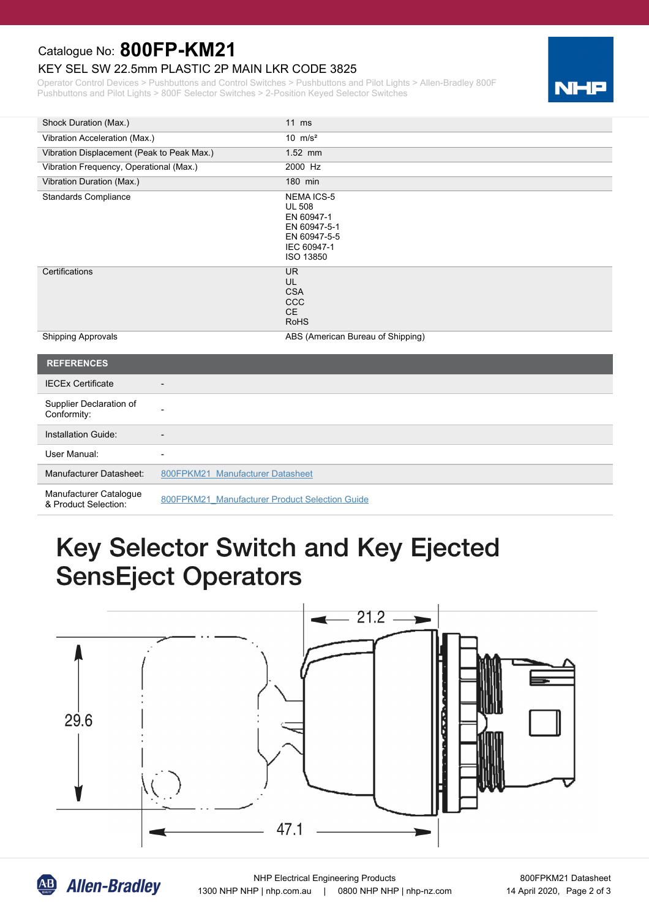Catalogue No: **800FP-KM21**

KEY SEL SW 22.5mm PLASTIC 2P MAIN LKR CODE 3825

Operator Control Devices > Pushbuttons and Control Switches > Pushbuttons and Pilot Lights > Allen-Bradley 800F Pushbuttons and Pilot Lights > 800F Selector Switches > 2-Position Keyed Selector Switches

| | |
|---|---|
| Shock Duration (Max.) | 11 ms |
| Vibration Acceleration (Max.) | 10 m/s² |
| Vibration Displacement (Peak to Peak Max.) | 1.52 mm |
| Vibration Frequency, Operational (Max.) | 2000 Hz |
| Vibration Duration (Max.) | 180 min |
| Standards Compliance | NEMA ICS-5<br>UL 508<br>EN 60947-1<br>EN 60947-5-1<br>EN 60947-5-5<br>IEC 60947-1<br>ISO 13850 |
| Certifications | UR<br>UL<br>CSA<br>CCC<br>CE<br>RoHS |
| Shipping Approvals | ABS (American Bureau of Shipping) |

## REFERENCES

| | |
|---|---|
| IECEx Certificate | - |
| Supplier Declaration of Conformity: | - |
| Installation Guide: | - |
| User Manual: | - |
| Manufacturer Datasheet: | 800FPKM21_Manufacturer Datasheet |
| Manufacturer Catalogue & Product Selection: | 800FPKM21_Manufacturer Product Selection Guide |

# Key Selector Switch and Key Ejected SensEject Operators

21.2

29.6

47.1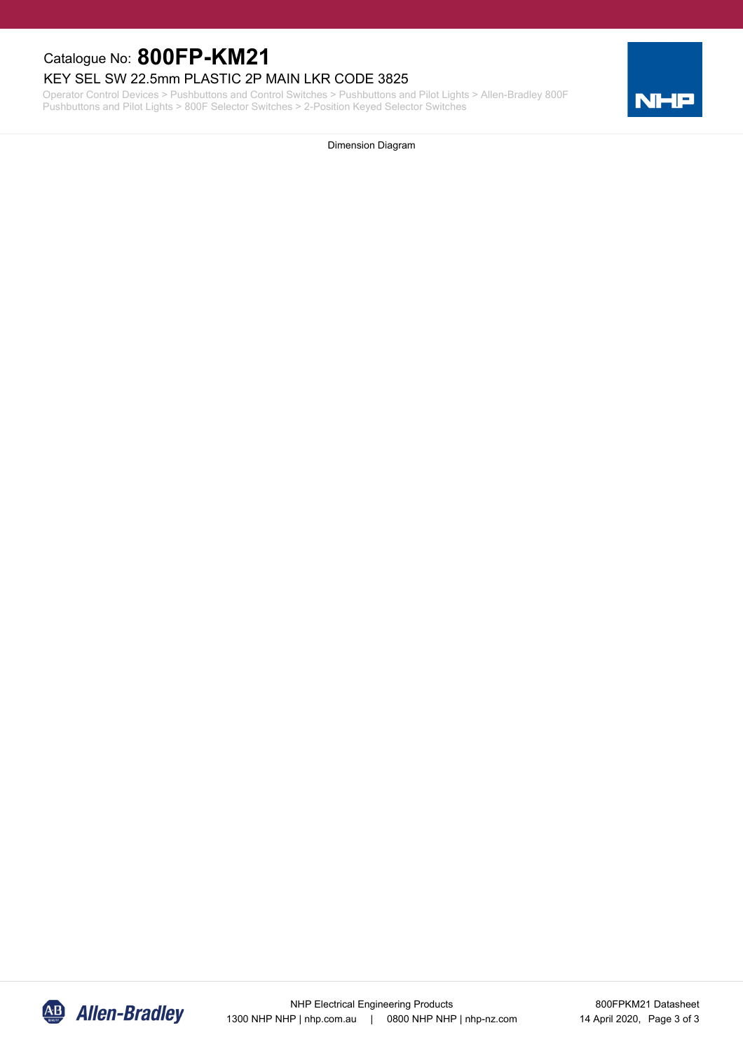Catalogue No: **800FP-KM21**

KEY SEL SW 22.5mm PLASTIC 2P MAIN LKR CODE 3825

Operator Control Devices > Pushbuttons and Control Switches > Pushbuttons and Pilot Lights > Allen-Bradley 800F Pushbuttons and Pilot Lights > 800F Selector Switches > 2-Position Keyed Selector Switches

Dimension Diagram